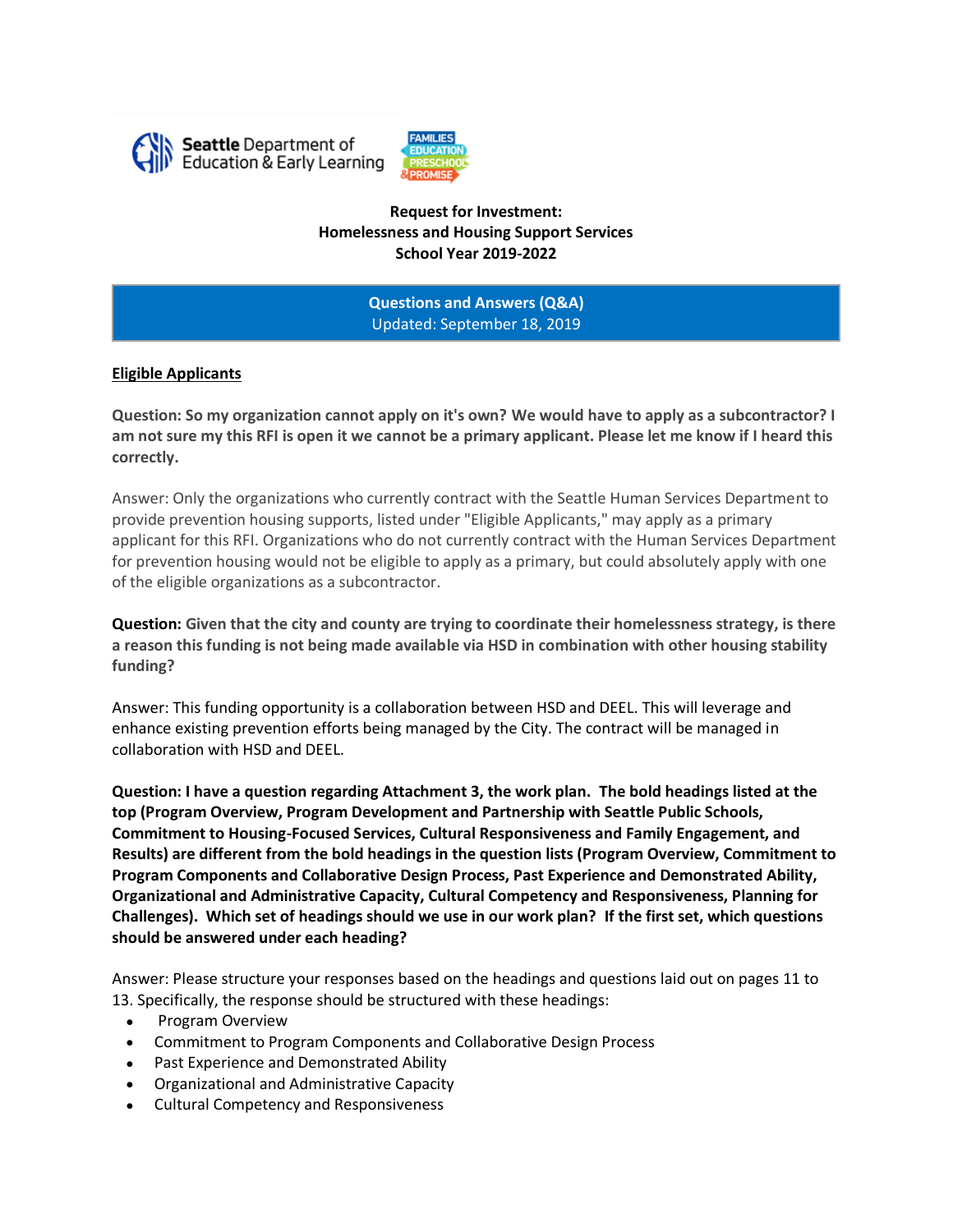Seattle Department of Education & Early Learning

FAMILIES EDUCATION PRESCHOOL & PROMISE

**Request for Investment:**
**Homelessness and Housing Support Services**
**School Year 2019-2022**

**Questions and Answers (Q&A)**
Updated: September 18, 2019

## Eligible Applicants

**Question: So my organization cannot apply on it's own? We would have to apply as a subcontractor? I am not sure my this RFI is open it we cannot be a primary applicant. Please let me know if I heard this correctly.**

Answer: Only the organizations who currently contract with the Seattle Human Services Department to provide prevention housing supports, listed under "Eligible Applicants," may apply as a primary applicant for this RFI. Organizations who do not currently contract with the Human Services Department for prevention housing would not be eligible to apply as a primary, but could absolutely apply with one of the eligible organizations as a subcontractor.

**Question: Given that the city and county are trying to coordinate their homelessness strategy, is there a reason this funding is not being made available via HSD in combination with other housing stability funding?**

Answer: This funding opportunity is a collaboration between HSD and DEEL. This will leverage and enhance existing prevention efforts being managed by the City. The contract will be managed in collaboration with HSD and DEEL.

**Question: I have a question regarding Attachment 3, the work plan. The bold headings listed at the top (Program Overview, Program Development and Partnership with Seattle Public Schools, Commitment to Housing-Focused Services, Cultural Responsiveness and Family Engagement, and Results) are different from the bold headings in the question lists (Program Overview, Commitment to Program Components and Collaborative Design Process, Past Experience and Demonstrated Ability, Organizational and Administrative Capacity, Cultural Competency and Responsiveness, Planning for Challenges). Which set of headings should we use in our work plan? If the first set, which questions should be answered under each heading?**

Answer: Please structure your responses based on the headings and questions laid out on pages 11 to 13. Specifically, the response should be structured with these headings:

- Program Overview
- Commitment to Program Components and Collaborative Design Process
- Past Experience and Demonstrated Ability
- Organizational and Administrative Capacity
- Cultural Competency and Responsiveness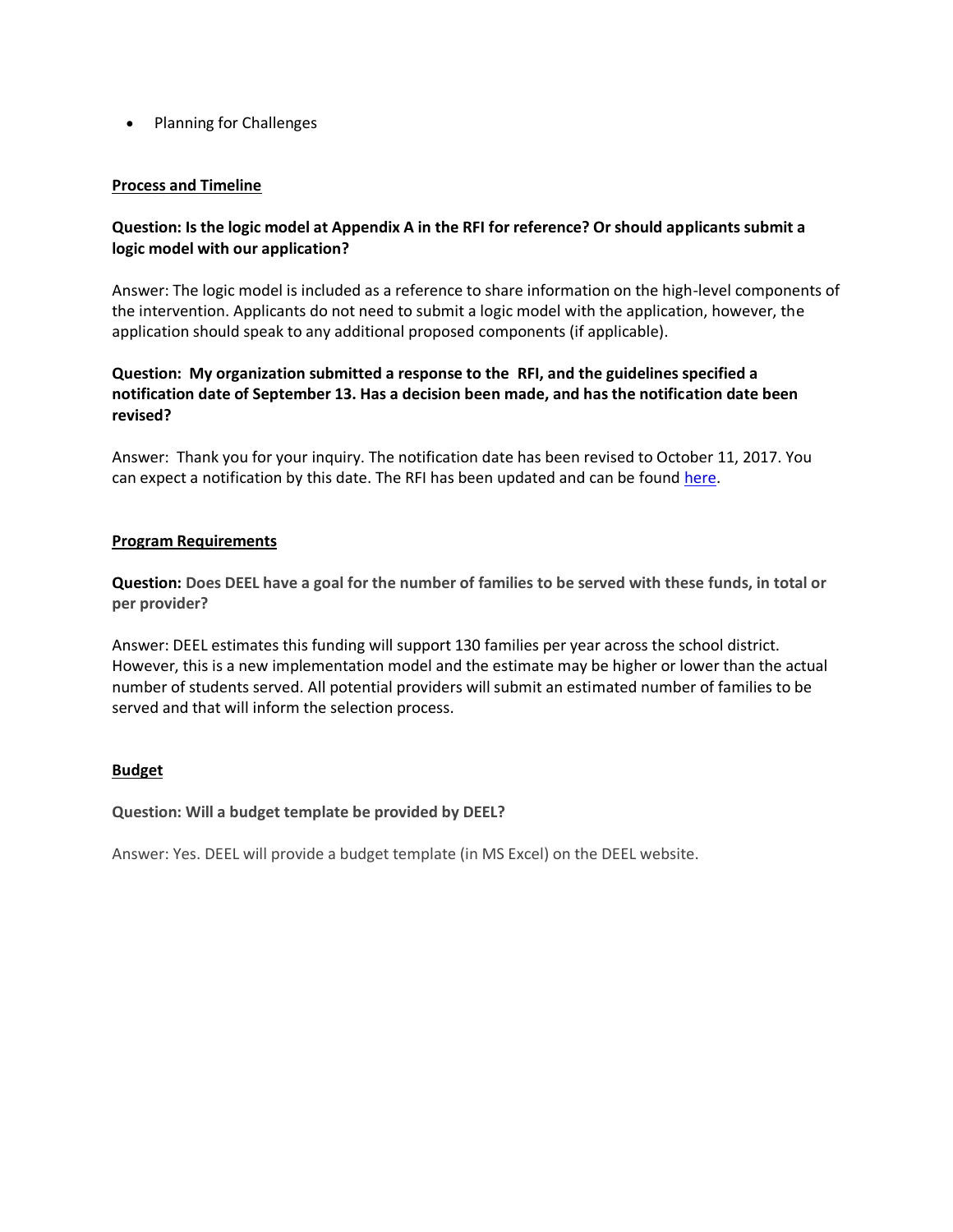- Planning for Challenges

**Process and Timeline**

**Question: Is the logic model at Appendix A in the RFI for reference? Or should applicants submit a logic model with our application?**

Answer: The logic model is included as a reference to share information on the high-level components of the intervention. Applicants do not need to submit a logic model with the application, however, the application should speak to any additional proposed components (if applicable).

**Question: My organization submitted a response to the RFI, and the guidelines specified a notification date of September 13. Has a decision been made, and has the notification date been revised?**

Answer: Thank you for your inquiry. The notification date has been revised to October 11, 2017. You can expect a notification by this date. The RFI has been updated and can be found here.

**Program Requirements**

**Question: Does DEEL have a goal for the number of families to be served with these funds, in total or per provider?**

Answer: DEEL estimates this funding will support 130 families per year across the school district. However, this is a new implementation model and the estimate may be higher or lower than the actual number of students served. All potential providers will submit an estimated number of families to be served and that will inform the selection process.

**Budget**

**Question: Will a budget template be provided by DEEL?**

Answer: Yes. DEEL will provide a budget template (in MS Excel) on the DEEL website.